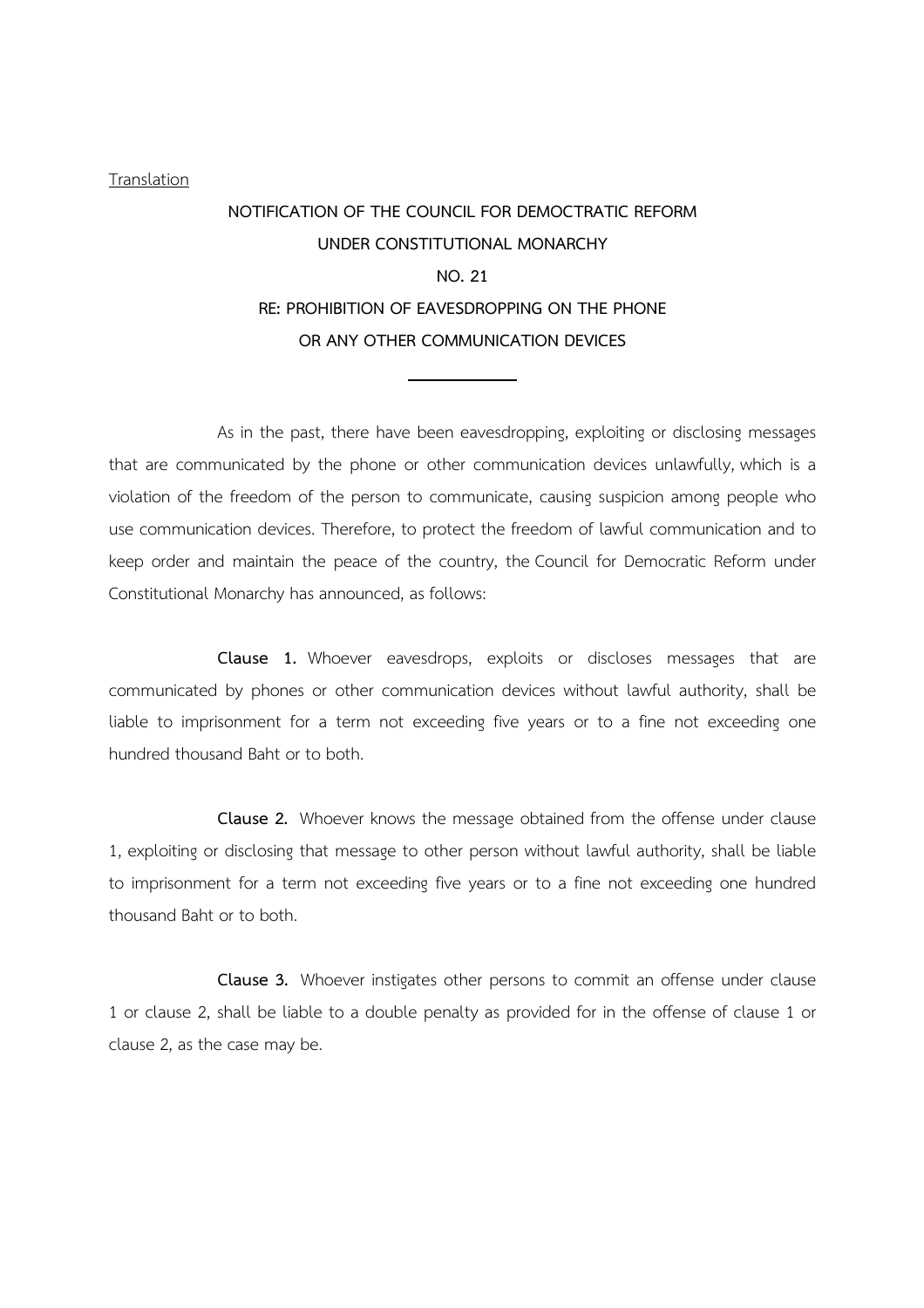Translation

# NOTIFICATION OF THE COUNCIL FOR DEMOCTRATIC REFORM UNDER CONSTITUTIONAL MONARCHY
# NO. 21
# RE: PROHIBITION OF EAVESDROPPING ON THE PHONE OR ANY OTHER COMMUNICATION DEVICES

---

As in the past, there have been eavesdropping, exploiting or disclosing messages that are communicated by the phone or other communication devices unlawfully, which is a violation of the freedom of the person to communicate, causing suspicion among people who use communication devices. Therefore, to protect the freedom of lawful communication and to keep order and maintain the peace of the country, the Council for Democratic Reform under Constitutional Monarchy has announced, as follows:

**Clause 1.** Whoever eavesdrops, exploits or discloses messages that are communicated by phones or other communication devices without lawful authority, shall be liable to imprisonment for a term not exceeding five years or to a fine not exceeding one hundred thousand Baht or to both.

**Clause 2.** Whoever knows the message obtained from the offense under clause 1, exploiting or disclosing that message to other person without lawful authority, shall be liable to imprisonment for a term not exceeding five years or to a fine not exceeding one hundred thousand Baht or to both.

**Clause 3.** Whoever instigates other persons to commit an offense under clause 1 or clause 2, shall be liable to a double penalty as provided for in the offense of clause 1 or clause 2, as the case may be.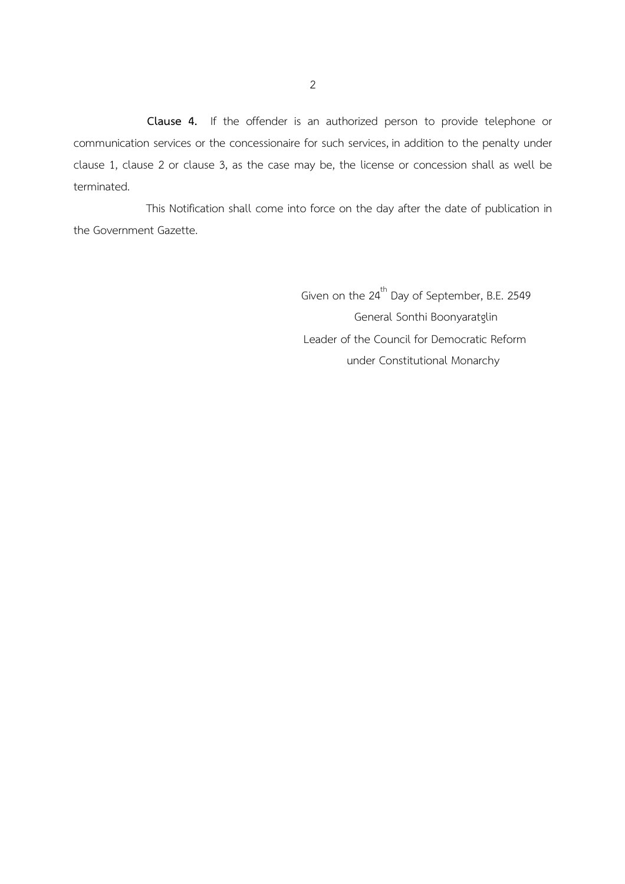**Clause 4.** If the offender is an authorized person to provide telephone or communication services or the concessionaire for such services, in addition to the penalty under clause 1, clause 2 or clause 3, as the case may be, the license or concession shall as well be terminated.

This Notification shall come into force on the day after the date of publication in the Government Gazette.

Given on the 24th Day of September, B.E. 2549

General Sonthi Boonyaratglin

Leader of the Council for Democratic Reform under Constitutional Monarchy